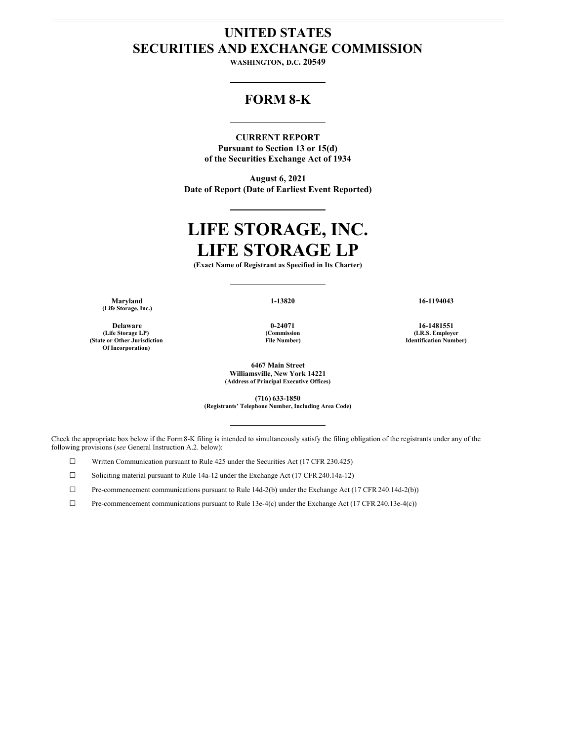# UNITED STATES
# SECURITIES AND EXCHANGE COMMISSION

**WASHINGTON, D.C. 20549**

## FORM 8-K

**CURRENT REPORT**
**Pursuant to Section 13 or 15(d)**
**of the Securities Exchange Act of 1934**

**August 6, 2021**
**Date of Report (Date of Earliest Event Reported)**

# LIFE STORAGE, INC.
# LIFE STORAGE LP

**(Exact Name of Registrant as Specified in Its Charter)**

| | | |
|---|---|---|
| **Maryland** (Life Storage, Inc.) | **1-13820** | **16-1194043** |
| **Delaware** (Life Storage LP) | **0-24071** | **16-1481551** |
| **(State or Other Jurisdiction Of Incorporation)** | **(Commission File Number)** | **(I.R.S. Employer Identification Number)** |

**6467 Main Street**
**Williamsville, New York 14221**
**(Address of Principal Executive Offices)**

**(716) 633-1850**
**(Registrants' Telephone Number, Including Area Code)**

Check the appropriate box below if the Form 8-K filing is intended to simultaneously satisfy the filing obligation of the registrants under any of the following provisions (*see* General Instruction A.2. below):

☐ Written Communication pursuant to Rule 425 under the Securities Act (17 CFR 230.425)

☐ Soliciting material pursuant to Rule 14a-12 under the Exchange Act (17 CFR 240.14a-12)

☐ Pre-commencement communications pursuant to Rule 14d-2(b) under the Exchange Act (17 CFR 240.14d-2(b))

☐ Pre-commencement communications pursuant to Rule 13e-4(c) under the Exchange Act (17 CFR 240.13e-4(c))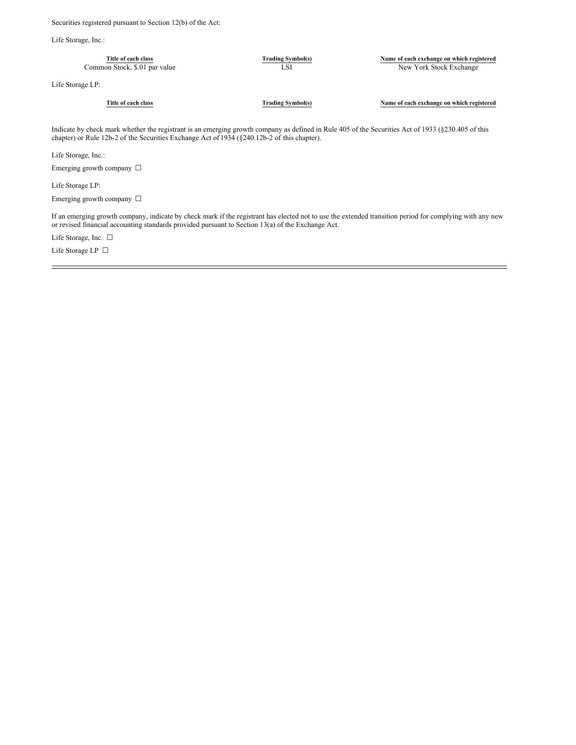Securities registered pursuant to Section 12(b) of the Act:

Life Storage, Inc.:

| Title of each class | Trading Symbol(s) | Name of each exchange on which registered |
| --- | --- | --- |
| Common Stock, $.01 par value | LSI | New York Stock Exchange |

Life Storage LP:

| Title of each class | Trading Symbol(s) | Name of each exchange on which registered |
| --- | --- | --- |

Indicate by check mark whether the registrant is an emerging growth company as defined in Rule 405 of the Securities Act of 1933 (§230.405 of this chapter) or Rule 12b-2 of the Securities Exchange Act of 1934 (§240.12b-2 of this chapter).

Life Storage, Inc.:

Emerging growth company ☐

Life Storage LP:

Emerging growth company ☐

If an emerging growth company, indicate by check mark if the registrant has elected not to use the extended transition period for complying with any new or revised financial accounting standards provided pursuant to Section 13(a) of the Exchange Act.

Life Storage, Inc. ☐

Life Storage LP ☐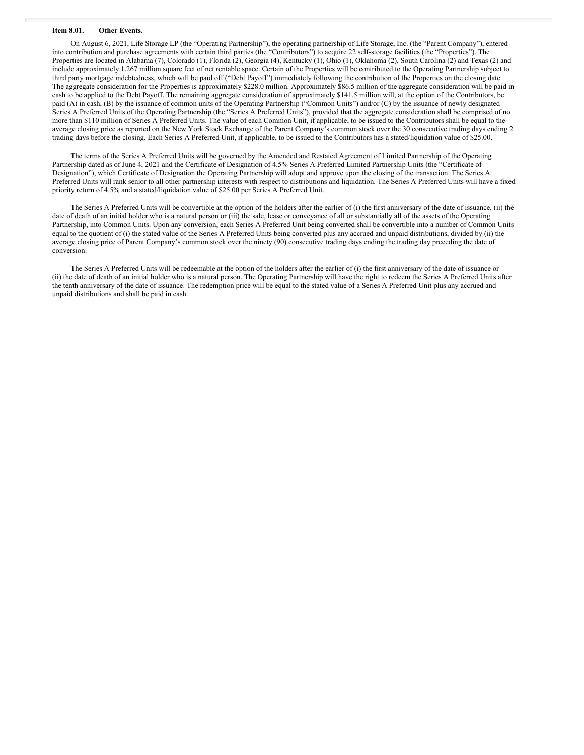**Item 8.01. Other Events.**

On August 6, 2021, Life Storage LP (the "Operating Partnership"), the operating partnership of Life Storage, Inc. (the "Parent Company"), entered into contribution and purchase agreements with certain third parties (the "Contributors") to acquire 22 self-storage facilities (the "Properties"). The Properties are located in Alabama (7), Colorado (1), Florida (2), Georgia (4), Kentucky (1), Ohio (1), Oklahoma (2), South Carolina (2) and Texas (2) and include approximately 1.267 million square feet of net rentable space. Certain of the Properties will be contributed to the Operating Partnership subject to third party mortgage indebtedness, which will be paid off ("Debt Payoff") immediately following the contribution of the Properties on the closing date. The aggregate consideration for the Properties is approximately $228.0 million. Approximately $86.5 million of the aggregate consideration will be paid in cash to be applied to the Debt Payoff. The remaining aggregate consideration of approximately $141.5 million will, at the option of the Contributors, be paid (A) in cash, (B) by the issuance of common units of the Operating Partnership ("Common Units") and/or (C) by the issuance of newly designated Series A Preferred Units of the Operating Partnership (the "Series A Preferred Units"), provided that the aggregate consideration shall be comprised of no more than $110 million of Series A Preferred Units. The value of each Common Unit, if applicable, to be issued to the Contributors shall be equal to the average closing price as reported on the New York Stock Exchange of the Parent Company's common stock over the 30 consecutive trading days ending 2 trading days before the closing. Each Series A Preferred Unit, if applicable, to be issued to the Contributors has a stated/liquidation value of $25.00.

The terms of the Series A Preferred Units will be governed by the Amended and Restated Agreement of Limited Partnership of the Operating Partnership dated as of June 4, 2021 and the Certificate of Designation of 4.5% Series A Preferred Limited Partnership Units (the "Certificate of Designation"), which Certificate of Designation the Operating Partnership will adopt and approve upon the closing of the transaction. The Series A Preferred Units will rank senior to all other partnership interests with respect to distributions and liquidation. The Series A Preferred Units will have a fixed priority return of 4.5% and a stated/liquidation value of $25.00 per Series A Preferred Unit.

The Series A Preferred Units will be convertible at the option of the holders after the earlier of (i) the first anniversary of the date of issuance, (ii) the date of death of an initial holder who is a natural person or (iii) the sale, lease or conveyance of all or substantially all of the assets of the Operating Partnership, into Common Units. Upon any conversion, each Series A Preferred Unit being converted shall be convertible into a number of Common Units equal to the quotient of (i) the stated value of the Series A Preferred Units being converted plus any accrued and unpaid distributions, divided by (ii) the average closing price of Parent Company's common stock over the ninety (90) consecutive trading days ending the trading day preceding the date of conversion.

The Series A Preferred Units will be redeemable at the option of the holders after the earlier of (i) the first anniversary of the date of issuance or (ii) the date of death of an initial holder who is a natural person. The Operating Partnership will have the right to redeem the Series A Preferred Units after the tenth anniversary of the date of issuance. The redemption price will be equal to the stated value of a Series A Preferred Unit plus any accrued and unpaid distributions and shall be paid in cash.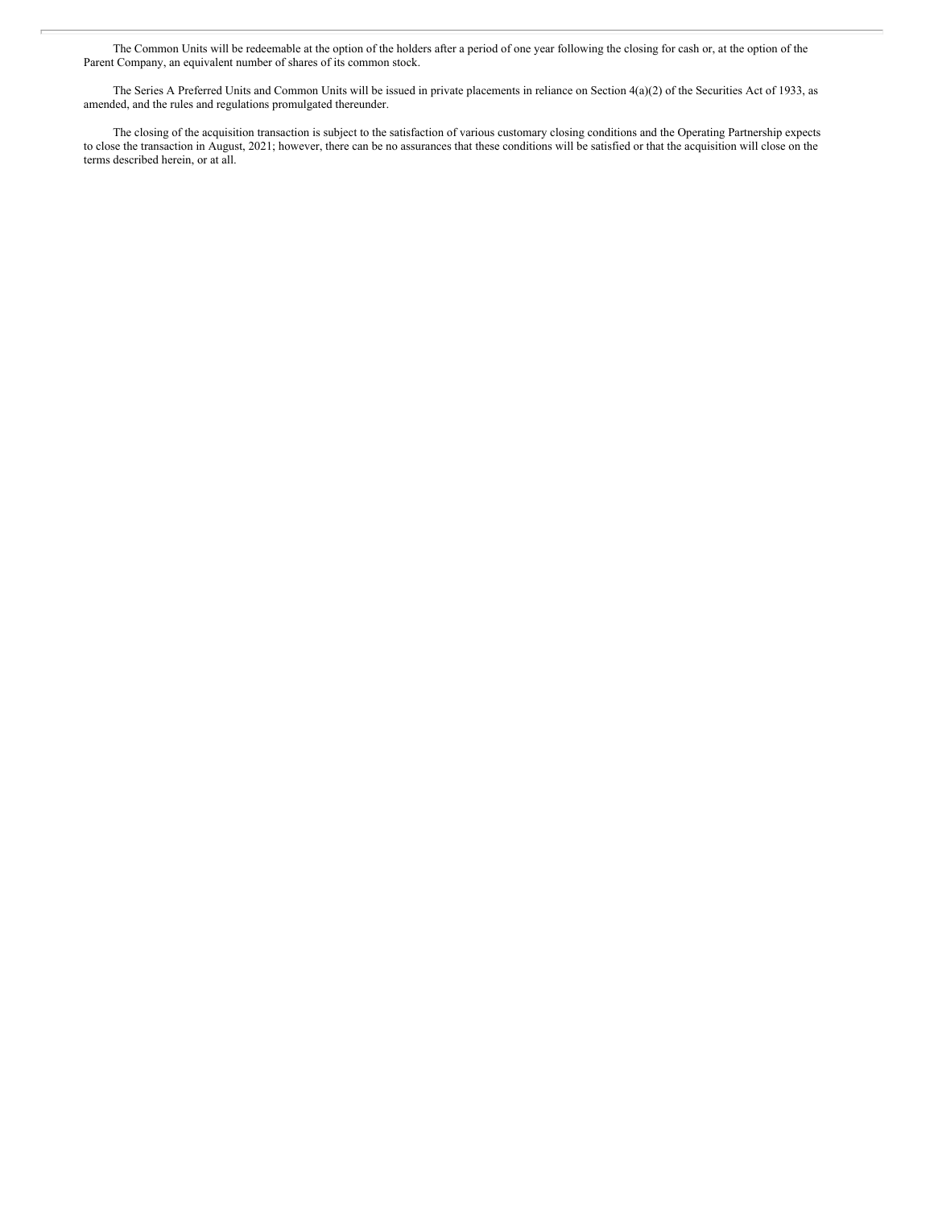The Common Units will be redeemable at the option of the holders after a period of one year following the closing for cash or, at the option of the Parent Company, an equivalent number of shares of its common stock.

The Series A Preferred Units and Common Units will be issued in private placements in reliance on Section 4(a)(2) of the Securities Act of 1933, as amended, and the rules and regulations promulgated thereunder.

The closing of the acquisition transaction is subject to the satisfaction of various customary closing conditions and the Operating Partnership expects to close the transaction in August, 2021; however, there can be no assurances that these conditions will be satisfied or that the acquisition will close on the terms described herein, or at all.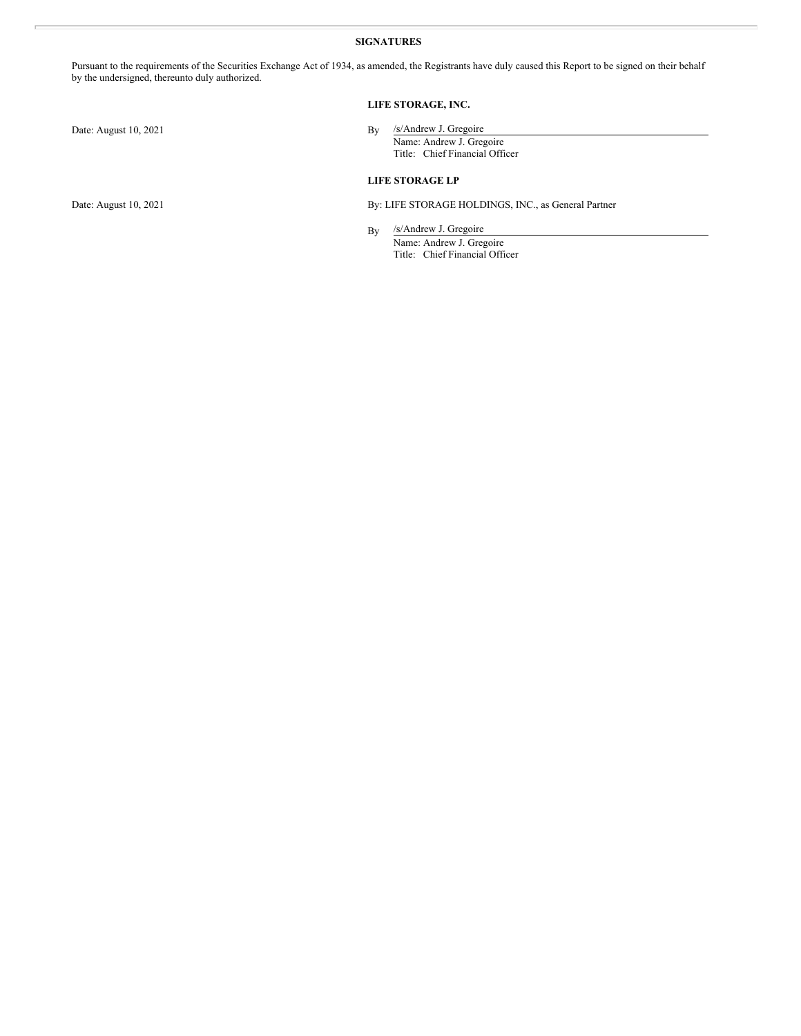## SIGNATURES

Pursuant to the requirements of the Securities Exchange Act of 1934, as amended, the Registrants have duly caused this Report to be signed on their behalf by the undersigned, thereunto duly authorized.

**LIFE STORAGE, INC.**

Date: August 10, 2021

By /s/Andrew J. Gregoire
Name: Andrew J. Gregoire
Title: Chief Financial Officer

**LIFE STORAGE LP**

Date: August 10, 2021

By: LIFE STORAGE HOLDINGS, INC., as General Partner

By /s/Andrew J. Gregoire
Name: Andrew J. Gregoire
Title: Chief Financial Officer